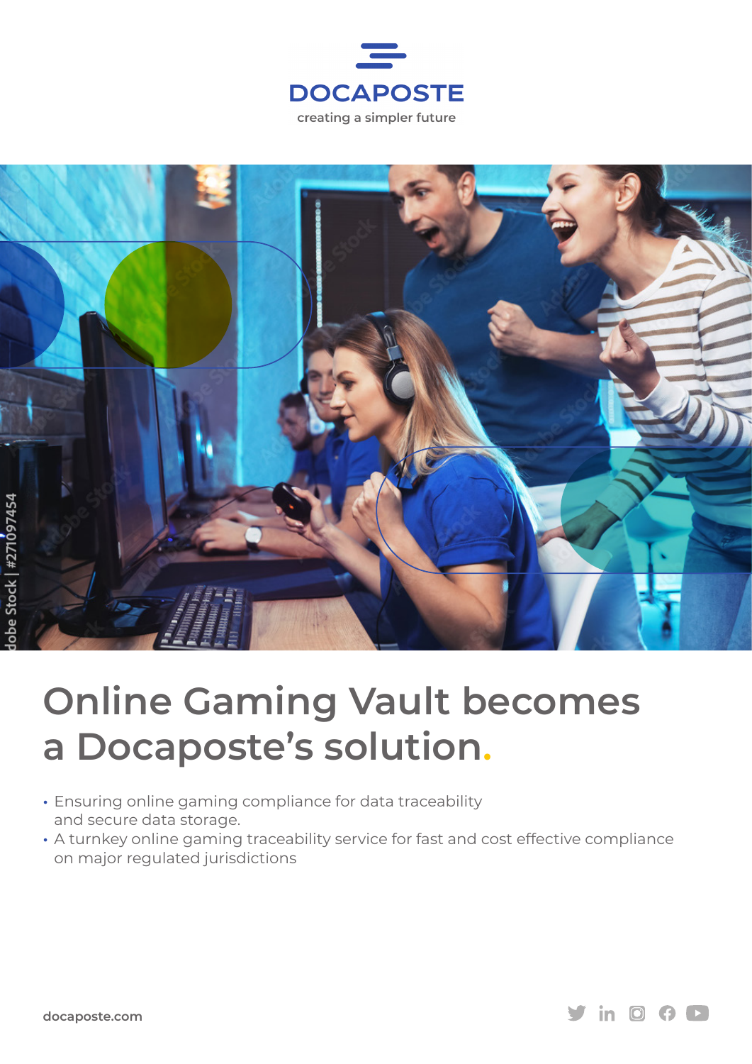DOCAPOSTE

creating a simpler future

# Online Gaming Vault becomes a Docaposte's solution.

- Ensuring online gaming compliance for data traceability and secure data storage.
- A turnkey online gaming traceability service for fast and cost effective compliance on major regulated jurisdictions

docaposte.com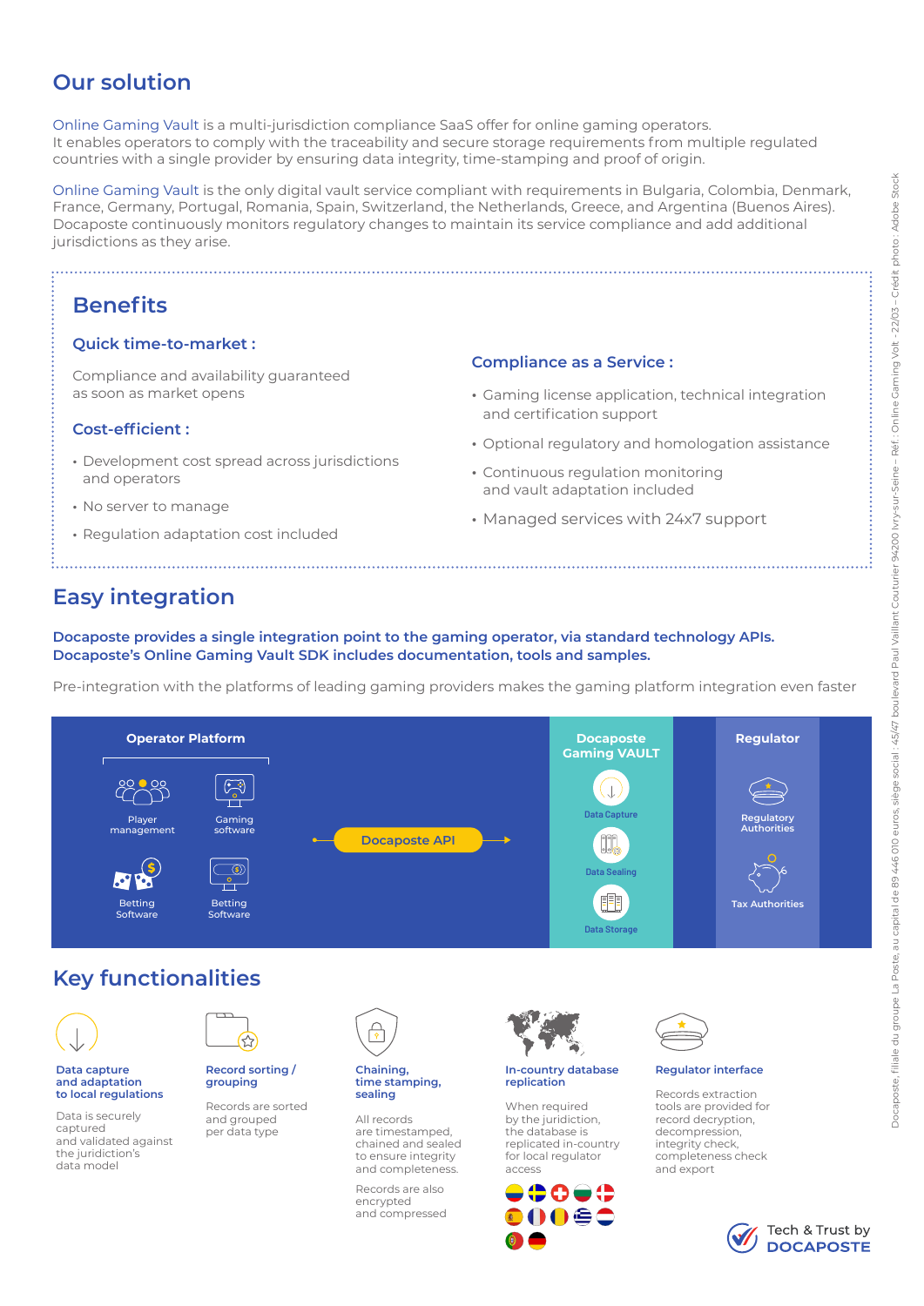## Our solution

Online Gaming Vault is a multi-jurisdiction compliance SaaS offer for online gaming operators. It enables operators to comply with the traceability and secure storage requirements from multiple regulated countries with a single provider by ensuring data integrity, time-stamping and proof of origin.

Online Gaming Vault is the only digital vault service compliant with requirements in Bulgaria, Colombia, Denmark, France, Germany, Portugal, Romania, Spain, Switzerland, the Netherlands, Greece, and Argentina (Buenos Aires). Docaposte continuously monitors regulatory changes to maintain its service compliance and add additional jurisdictions as they arise.

## Benefits

### Quick time-to-market :

Compliance and availability guaranteed as soon as market opens

### Cost-efficient :

- Development cost spread across jurisdictions and operators
- No server to manage
- Regulation adaptation cost included

### Compliance as a Service :

- Gaming license application, technical integration and certification support
- Optional regulatory and homologation assistance
- Continuous regulation monitoring and vault adaptation included
- Managed services with 24x7 support

## Easy integration

**Docaposte provides a single integration point to the gaming operator, via standard technology APIs. Docaposte's Online Gaming Vault SDK includes documentation, tools and samples.**

Pre-integration with the platforms of leading gaming providers makes the gaming platform integration even faster

Operator Platform

Player management

Gaming software

Betting Software

Betting Software

Docaposte API

Docaposte Gaming VAULT

Data Capture

Data Sealing

Data Storage

Regulator

Regulatory Authorities

Tax Authorities

## Key functionalities

**Data capture and adaptation to local regulations**

Data is securely captured and validated against the juridiction's data model

**Record sorting / grouping**

Records are sorted and grouped per data type

**Chaining, time stamping, sealing**

All records are timestamped, chained and sealed to ensure integrity and completeness.

Records are also encrypted and compressed

**In-country database replication**

When required by the juridiction, the database is replicated in-country for local regulator access

**Regulator interface**

Records extraction tools are provided for record decryption, decompression, integrity check, completeness check and export

Tech & Trust by DOCAPOSTE

Docaposte, filiale du groupe La Poste, au capital de 89 446 010 euros, siège social : 45/47 boulevard Paul Vaillant Couturier 94200 Ivry-sur-Seine – Réf. : Online Gaming Volt - 22/03 – Crédit photo : Adobe Stock